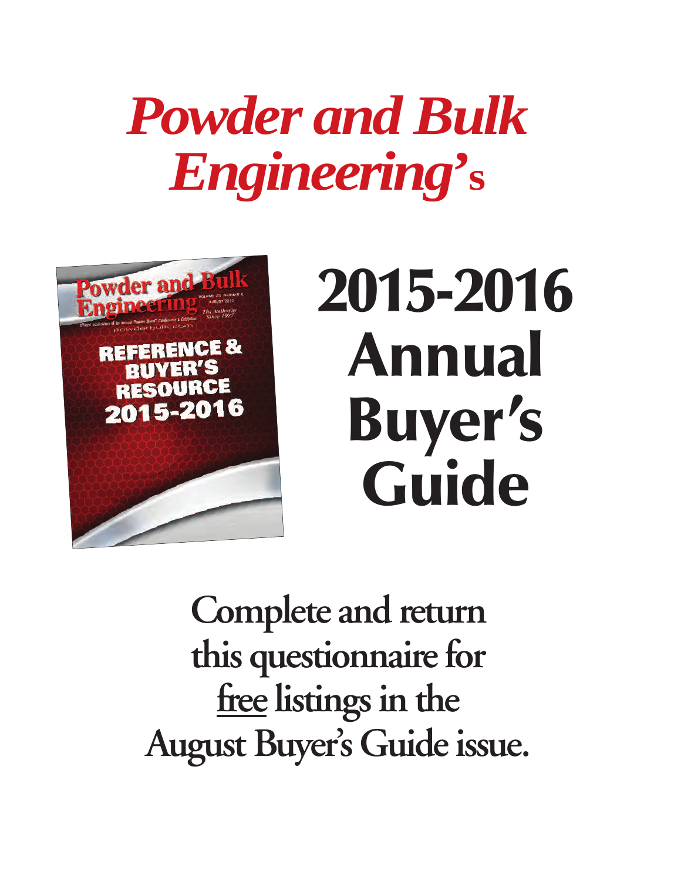# *Powder and Bulk Engineering's*

# 2015-2016 Annual Buyer's Guide

**Complete and return this questionnaire for free listings in the August Buyer's Guide issue.**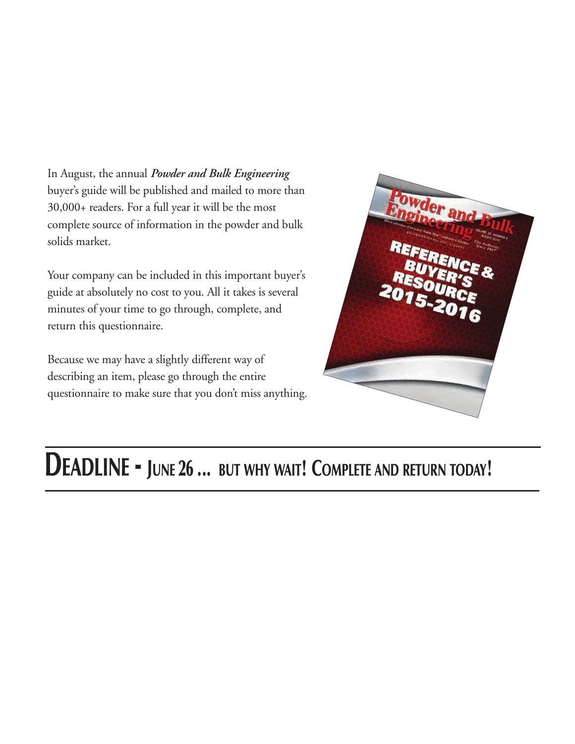In August, the annual ***Powder and Bulk Engineering*** buyer's guide will be published and mailed to more than 30,000+ readers. For a full year it will be the most complete source of information in the powder and bulk solids market.

Your company can be included in this important buyer's guide at absolutely no cost to you. All it takes is several minutes of your time to go through, complete, and return this questionnaire.

Because we may have a slightly different way of describing an item, please go through the entire questionnaire to make sure that you don't miss anything.

## DEADLINE - JUNE 26 ... BUT WHY WAIT! COMPLETE AND RETURN TODAY!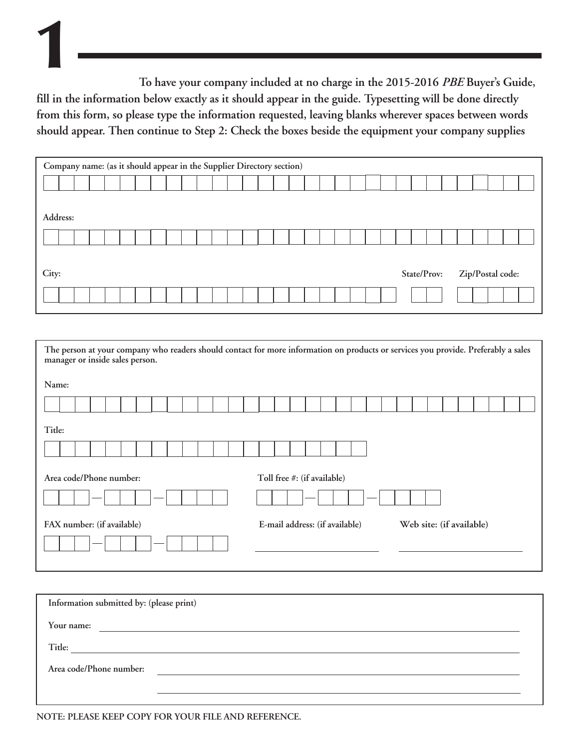# 1

**To have your company included at no charge in the 2015-2016 *PBE* Buyer's Guide, fill in the information below exactly as it should appear in the guide. Typesetting will be done directly from this form, so please type the information requested, leaving blanks wherever spaces between words should appear. Then continue to Step 2: Check the boxes beside the equipment your company supplies**

**Company name:** (as it should appear in the Supplier Directory section)

**Address:**

**City:** **State/Prov:** **Zip/Postal code:**

**The person at your company who readers should contact for more information on products or services you provide. Preferably a sales manager or inside sales person.**

**Name:**

**Title:**

**Area code/Phone number:** — — **Toll free #: (if available)** — —

**FAX number: (if available)** — — **E-mail address: (if available)** ______________ **Web site: (if available)** ______________

**Information submitted by: (please print)**

**Your name:** ______________________________

**Title:** ______________________________

**Area code/Phone number:** ______________________________

______________________________

**NOTE: PLEASE KEEP COPY FOR YOUR FILE AND REFERENCE.**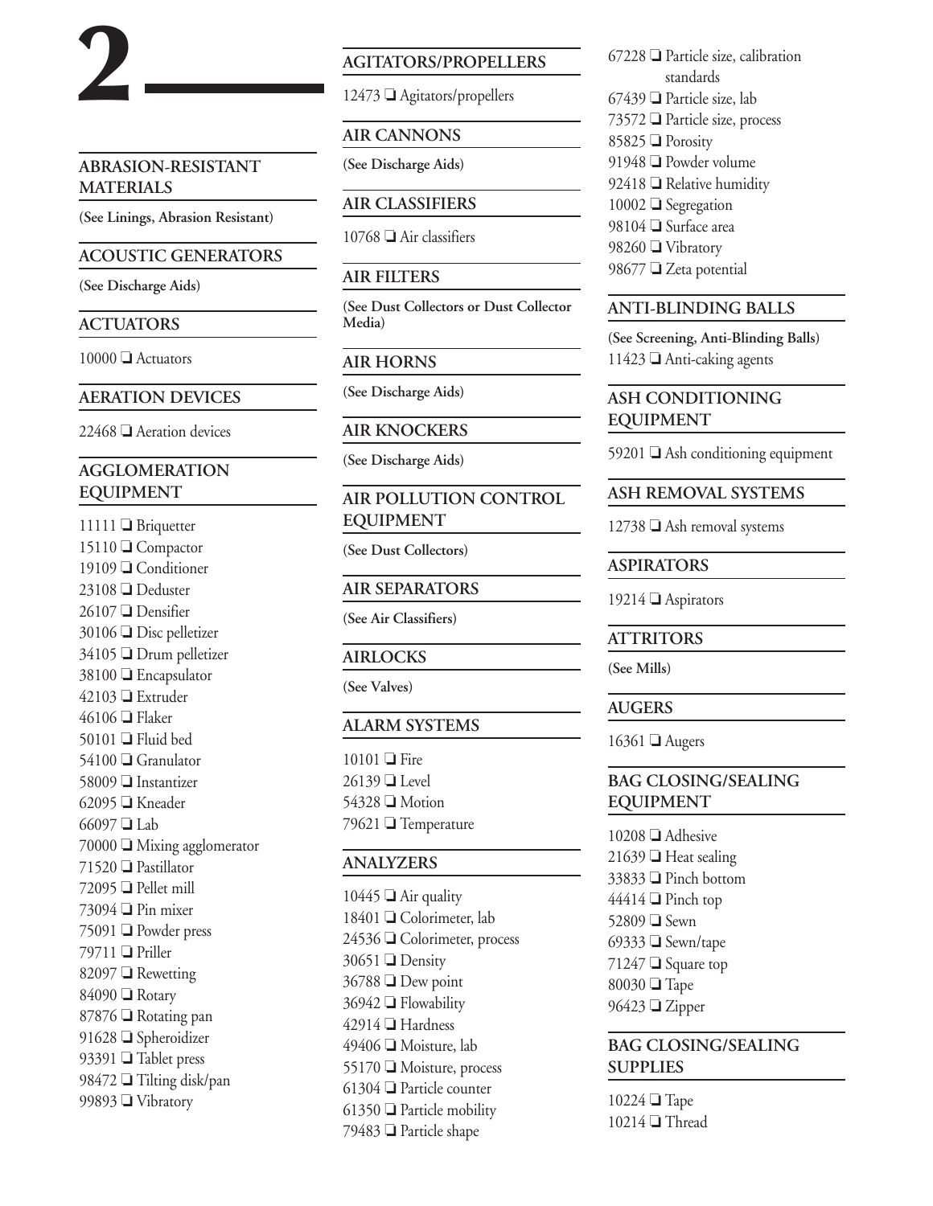# 2

## ABRASION-RESISTANT MATERIALS

**(See Linings, Abrasion Resistant)**

## ACOUSTIC GENERATORS

**(See Discharge Aids)**

## ACTUATORS

10000 ❑ Actuators

## AERATION DEVICES

22468 ❑ Aeration devices

## AGGLOMERATION EQUIPMENT

11111 ❑ Briquetter
15110 ❑ Compactor
19109 ❑ Conditioner
23108 ❑ Deduster
26107 ❑ Densifier
30106 ❑ Disc pelletizer
34105 ❑ Drum pelletizer
38100 ❑ Encapsulator
42103 ❑ Extruder
46106 ❑ Flaker
50101 ❑ Fluid bed
54100 ❑ Granulator
58009 ❑ Instantizer
62095 ❑ Kneader
66097 ❑ Lab
70000 ❑ Mixing agglomerator
71520 ❑ Pastillator
72095 ❑ Pellet mill
73094 ❑ Pin mixer
75091 ❑ Powder press
79711 ❑ Priller
82097 ❑ Rewetting
84090 ❑ Rotary
87876 ❑ Rotating pan
91628 ❑ Spheroidizer
93391 ❑ Tablet press
98472 ❑ Tilting disk/pan
99893 ❑ Vibratory

## AGITATORS/PROPELLERS

12473 ❑ Agitators/propellers

## AIR CANNONS

**(See Discharge Aids)**

## AIR CLASSIFIERS

10768 ❑ Air classifiers

## AIR FILTERS

**(See Dust Collectors or Dust Collector Media)**

## AIR HORNS

**(See Discharge Aids)**

## AIR KNOCKERS

**(See Discharge Aids)**

## AIR POLLUTION CONTROL EQUIPMENT

**(See Dust Collectors)**

## AIR SEPARATORS

**(See Air Classifiers)**

## AIRLOCKS

**(See Valves)**

## ALARM SYSTEMS

10101 ❑ Fire
26139 ❑ Level
54328 ❑ Motion
79621 ❑ Temperature

## ANALYZERS

10445 ❑ Air quality
18401 ❑ Colorimeter, lab
24536 ❑ Colorimeter, process
30651 ❑ Density
36788 ❑ Dew point
36942 ❑ Flowability
42914 ❑ Hardness
49406 ❑ Moisture, lab
55170 ❑ Moisture, process
61304 ❑ Particle counter
61350 ❑ Particle mobility
79483 ❑ Particle shape
67228 ❑ Particle size, calibration standards
67439 ❑ Particle size, lab
73572 ❑ Particle size, process
85825 ❑ Porosity
91948 ❑ Powder volume
92418 ❑ Relative humidity
10002 ❑ Segregation
98104 ❑ Surface area
98260 ❑ Vibratory
98677 ❑ Zeta potential

## ANTI-BLINDING BALLS

**(See Screening, Anti-Blinding Balls)**

11423 ❑ Anti-caking agents

## ASH CONDITIONING EQUIPMENT

59201 ❑ Ash conditioning equipment

## ASH REMOVAL SYSTEMS

12738 ❑ Ash removal systems

## ASPIRATORS

19214 ❑ Aspirators

## ATTRITORS

**(See Mills)**

## AUGERS

16361 ❑ Augers

## BAG CLOSING/SEALING EQUIPMENT

10208 ❑ Adhesive
21639 ❑ Heat sealing
33833 ❑ Pinch bottom
44414 ❑ Pinch top
52809 ❑ Sewn
69333 ❑ Sewn/tape
71247 ❑ Square top
80030 ❑ Tape
96423 ❑ Zipper

## BAG CLOSING/SEALING SUPPLIES

10224 ❑ Tape
10214 ❑ Thread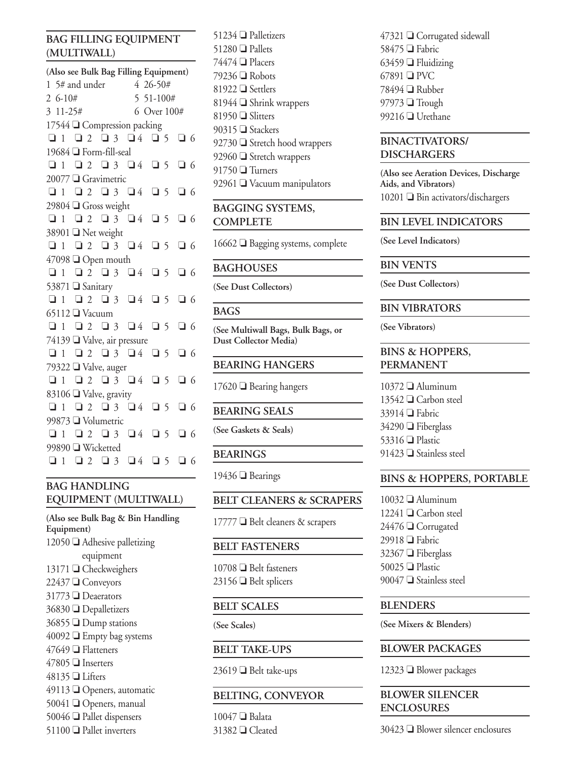## BAG FILLING EQUIPMENT (MULTIWALL)

**(Also see Bulk Bag Filling Equipment)**

1 5# and under    4 26-50#
2 6-10#    5 51-100#
3 11-25#    6 Over 100#

17544 ❑ Compression packing
❑ 1 ❑ 2 ❑ 3 ❑ 4 ❑ 5 ❑ 6

19684 ❑ Form-fill-seal
❑ 1 ❑ 2 ❑ 3 ❑ 4 ❑ 5 ❑ 6

20077 ❑ Gravimetric
❑ 1 ❑ 2 ❑ 3 ❑ 4 ❑ 5 ❑ 6

29804 ❑ Gross weight
❑ 1 ❑ 2 ❑ 3 ❑ 4 ❑ 5 ❑ 6

38901 ❑ Net weight
❑ 1 ❑ 2 ❑ 3 ❑ 4 ❑ 5 ❑ 6

47098 ❑ Open mouth
❑ 1 ❑ 2 ❑ 3 ❑ 4 ❑ 5 ❑ 6

53871 ❑ Sanitary
❑ 1 ❑ 2 ❑ 3 ❑ 4 ❑ 5 ❑ 6

65112 ❑ Vacuum
❑ 1 ❑ 2 ❑ 3 ❑ 4 ❑ 5 ❑ 6

74139 ❑ Valve, air pressure
❑ 1 ❑ 2 ❑ 3 ❑ 4 ❑ 5 ❑ 6

79322 ❑ Valve, auger
❑ 1 ❑ 2 ❑ 3 ❑ 4 ❑ 5 ❑ 6

83106 ❑ Valve, gravity
❑ 1 ❑ 2 ❑ 3 ❑ 4 ❑ 5 ❑ 6

99873 ❑ Volumetric
❑ 1 ❑ 2 ❑ 3 ❑ 4 ❑ 5 ❑ 6

99890 ❑ Wicketted
❑ 1 ❑ 2 ❑ 3 ❑ 4 ❑ 5 ❑ 6

## BAG HANDLING EQUIPMENT (MULTIWALL)

**(Also see Bulk Bag & Bin Handling Equipment)**

12050 ❑ Adhesive palletizing equipment
13171 ❑ Checkweighers
22437 ❑ Conveyors
31773 ❑ Deaerators
36830 ❑ Depalletizers
36855 ❑ Dump stations
40092 ❑ Empty bag systems
47649 ❑ Flatteners
47805 ❑ Inserters
48135 ❑ Lifters
49113 ❑ Openers, automatic
50041 ❑ Openers, manual
50046 ❑ Pallet dispensers
51100 ❑ Pallet inverters
51234 ❑ Palletizers
51280 ❑ Pallets
74474 ❑ Placers
79236 ❑ Robots
81922 ❑ Settlers
81944 ❑ Shrink wrappers
81950 ❑ Slitters
90315 ❑ Stackers
92730 ❑ Stretch hood wrappers
92960 ❑ Stretch wrappers
91750 ❑ Turners
92961 ❑ Vacuum manipulators

## BAGGING SYSTEMS, COMPLETE

16662 ❑ Bagging systems, complete

## BAGHOUSES

**(See Dust Collectors)**

## BAGS

**(See Multiwall Bags, Bulk Bags, or Dust Collector Media)**

## BEARING HANGERS

17620 ❑ Bearing hangers

## BEARING SEALS

**(See Gaskets & Seals)**

## BEARINGS

19436 ❑ Bearings

## BELT CLEANERS & SCRAPERS

17777 ❑ Belt cleaners & scrapers

## BELT FASTENERS

10708 ❑ Belt fasteners
23156 ❑ Belt splicers

## BELT SCALES

**(See Scales)**

## BELT TAKE-UPS

23619 ❑ Belt take-ups

## BELTING, CONVEYOR

10047 ❑ Balata
31382 ❑ Cleated
47321 ❑ Corrugated sidewall
58475 ❑ Fabric
63459 ❑ Fluidizing
67891 ❑ PVC
78494 ❑ Rubber
97973 ❑ Trough
99216 ❑ Urethane

## BINACTIVATORS/ DISCHARGERS

**(Also see Aeration Devices, Discharge Aids, and Vibrators)**

10201 ❑ Bin activators/dischargers

## BIN LEVEL INDICATORS

**(See Level Indicators)**

## BIN VENTS

**(See Dust Collectors)**

## BIN VIBRATORS

**(See Vibrators)**

## BINS & HOPPERS, PERMANENT

10372 ❑ Aluminum
13542 ❑ Carbon steel
33914 ❑ Fabric
34290 ❑ Fiberglass
53316 ❑ Plastic
91423 ❑ Stainless steel

## BINS & HOPPERS, PORTABLE

10032 ❑ Aluminum
12241 ❑ Carbon steel
24476 ❑ Corrugated
29918 ❑ Fabric
32367 ❑ Fiberglass
50025 ❑ Plastic
90047 ❑ Stainless steel

## BLENDERS

**(See Mixers & Blenders)**

## BLOWER PACKAGES

12323 ❑ Blower packages

## BLOWER SILENCER ENCLOSURES

30423 ❑ Blower silencer enclosures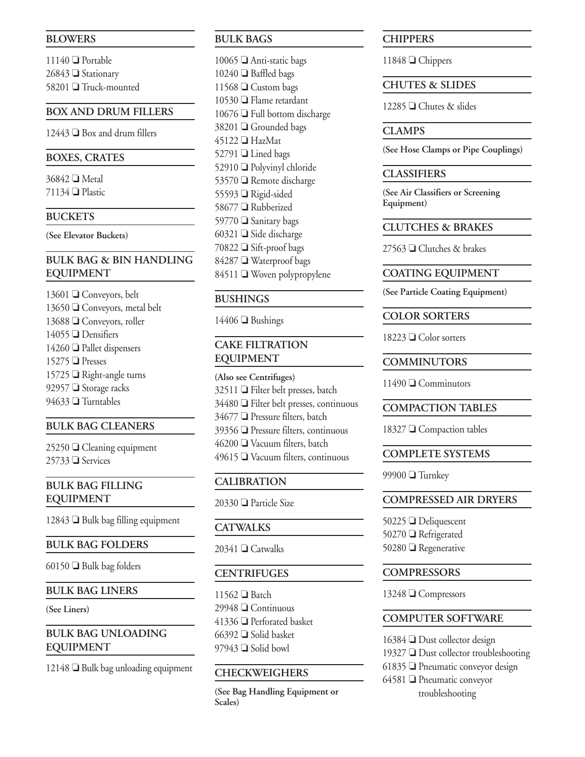## BLOWERS

11140 ❏ Portable
26843 ❏ Stationary
58201 ❏ Truck-mounted

## BOX AND DRUM FILLERS

12443 ❏ Box and drum fillers

## BOXES, CRATES

36842 ❏ Metal
71134 ❏ Plastic

## BUCKETS

**(See Elevator Buckets)**

## BULK BAG & BIN HANDLING EQUIPMENT

13601 ❏ Conveyors, belt
13650 ❏ Conveyors, metal belt
13688 ❏ Conveyors, roller
14055 ❏ Densifiers
14260 ❏ Pallet dispensers
15275 ❏ Presses
15725 ❏ Right-angle turns
92957 ❏ Storage racks
94633 ❏ Turntables

## BULK BAG CLEANERS

25250 ❏ Cleaning equipment
25733 ❏ Services

## BULK BAG FILLING EQUIPMENT

12843 ❏ Bulk bag filling equipment

## BULK BAG FOLDERS

60150 ❏ Bulk bag folders

## BULK BAG LINERS

**(See Liners)**

## BULK BAG UNLOADING EQUIPMENT

12148 ❏ Bulk bag unloading equipment

## BULK BAGS

10065 ❏ Anti-static bags
10240 ❏ Baffled bags
11568 ❏ Custom bags
10530 ❏ Flame retardant
10676 ❏ Full bottom discharge
38201 ❏ Grounded bags
45122 ❏ HazMat
52791 ❏ Lined bags
52910 ❏ Polyvinyl chloride
53570 ❏ Remote discharge
55593 ❏ Rigid-sided
58677 ❏ Rubberized
59770 ❏ Sanitary bags
60321 ❏ Side discharge
70822 ❏ Sift-proof bags
84287 ❏ Waterproof bags
84511 ❏ Woven polypropylene

## BUSHINGS

14406 ❏ Bushings

## CAKE FILTRATION EQUIPMENT

**(Also see Centrifuges)**
32511 ❏ Filter belt presses, batch
34480 ❏ Filter belt presses, continuous
34677 ❏ Pressure filters, batch
39356 ❏ Pressure filters, continuous
46200 ❏ Vacuum filters, batch
49615 ❏ Vacuum filters, continuous

## CALIBRATION

20330 ❏ Particle Size

## CATWALKS

20341 ❏ Catwalks

## CENTRIFUGES

11562 ❏ Batch
29948 ❏ Continuous
41336 ❏ Perforated basket
66392 ❏ Solid basket
97943 ❏ Solid bowl

## CHECKWEIGHERS

**(See Bag Handling Equipment or Scales)**

## CHIPPERS

11848 ❏ Chippers

## CHUTES & SLIDES

12285 ❏ Chutes & slides

## CLAMPS

**(See Hose Clamps or Pipe Couplings)**

## CLASSIFIERS

**(See Air Classifiers or Screening Equipment)**

## CLUTCHES & BRAKES

27563 ❏ Clutches & brakes

## COATING EQUIPMENT

**(See Particle Coating Equipment)**

## COLOR SORTERS

18223 ❏ Color sorters

## COMMINUTORS

11490 ❏ Comminutors

## COMPACTION TABLES

18327 ❏ Compaction tables

## COMPLETE SYSTEMS

99900 ❏ Turnkey

## COMPRESSED AIR DRYERS

50225 ❏ Deliquescent
50270 ❏ Refrigerated
50280 ❏ Regenerative

## COMPRESSORS

13248 ❏ Compressors

## COMPUTER SOFTWARE

16384 ❏ Dust collector design
19327 ❏ Dust collector troubleshooting
61835 ❏ Pneumatic conveyor design
64581 ❏ Pneumatic conveyor troubleshooting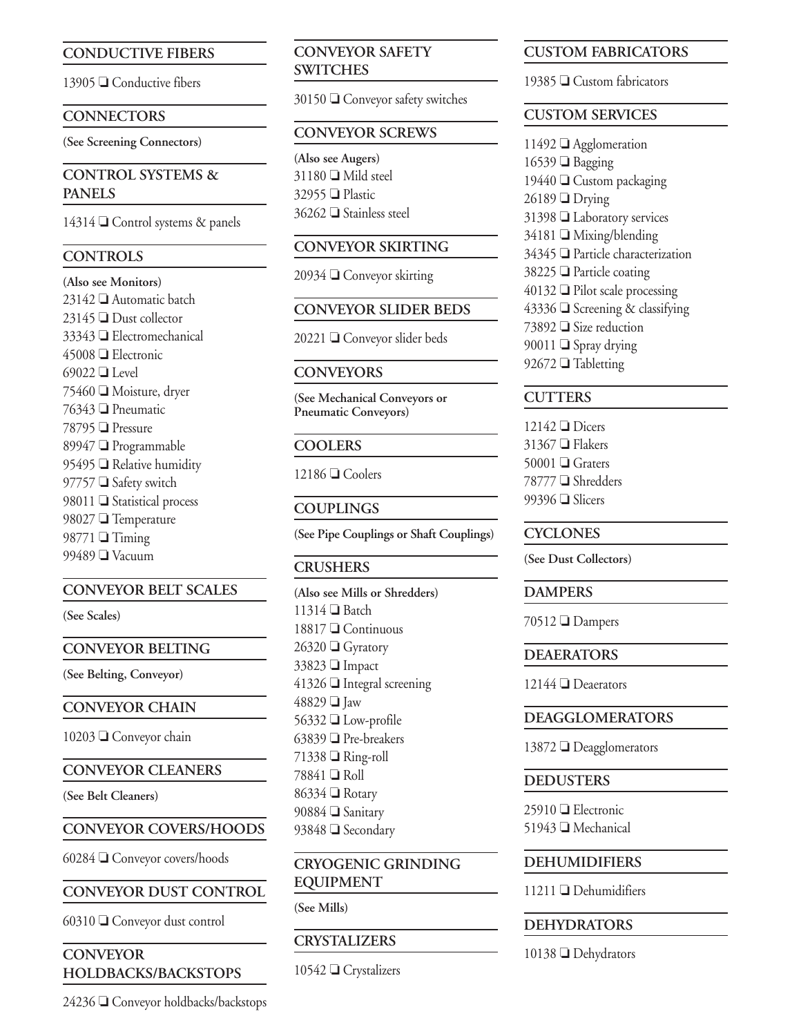## CONDUCTIVE FIBERS

13905 ❑ Conductive fibers

## CONNECTORS

**(See Screening Connectors)**

## CONTROL SYSTEMS & PANELS

14314 ❑ Control systems & panels

## CONTROLS

**(Also see Monitors)**
23142 ❑ Automatic batch
23145 ❑ Dust collector
33343 ❑ Electromechanical
45008 ❑ Electronic
69022 ❑ Level
75460 ❑ Moisture, dryer
76343 ❑ Pneumatic
78795 ❑ Pressure
89947 ❑ Programmable
95495 ❑ Relative humidity
97757 ❑ Safety switch
98011 ❑ Statistical process
98027 ❑ Temperature
98771 ❑ Timing
99489 ❑ Vacuum

## CONVEYOR BELT SCALES

**(See Scales)**

## CONVEYOR BELTING

**(See Belting, Conveyor)**

## CONVEYOR CHAIN

10203 ❑ Conveyor chain

## CONVEYOR CLEANERS

**(See Belt Cleaners)**

## CONVEYOR COVERS/HOODS

60284 ❑ Conveyor covers/hoods

## CONVEYOR DUST CONTROL

60310 ❑ Conveyor dust control

## CONVEYOR HOLDBACKS/BACKSTOPS

24236 ❑ Conveyor holdbacks/backstops

## CONVEYOR SAFETY SWITCHES

30150 ❑ Conveyor safety switches

## CONVEYOR SCREWS

**(Also see Augers)**
31180 ❑ Mild steel
32955 ❑ Plastic
36262 ❑ Stainless steel

## CONVEYOR SKIRTING

20934 ❑ Conveyor skirting

## CONVEYOR SLIDER BEDS

20221 ❑ Conveyor slider beds

## CONVEYORS

**(See Mechanical Conveyors or Pneumatic Conveyors)**

## COOLERS

12186 ❑ Coolers

## COUPLINGS

**(See Pipe Couplings or Shaft Couplings)**

## CRUSHERS

**(Also see Mills or Shredders)**
11314 ❑ Batch
18817 ❑ Continuous
26320 ❑ Gyratory
33823 ❑ Impact
41326 ❑ Integral screening
48829 ❑ Jaw
56332 ❑ Low-profile
63839 ❑ Pre-breakers
71338 ❑ Ring-roll
78841 ❑ Roll
86334 ❑ Rotary
90884 ❑ Sanitary
93848 ❑ Secondary

## CRYOGENIC GRINDING EQUIPMENT

**(See Mills)**

## CRYSTALIZERS

10542 ❑ Crystalizers

## CUSTOM FABRICATORS

19385 ❑ Custom fabricators

## CUSTOM SERVICES

11492 ❑ Agglomeration
16539 ❑ Bagging
19440 ❑ Custom packaging
26189 ❑ Drying
31398 ❑ Laboratory services
34181 ❑ Mixing/blending
34345 ❑ Particle characterization
38225 ❑ Particle coating
40132 ❑ Pilot scale processing
43336 ❑ Screening & classifying
73892 ❑ Size reduction
90011 ❑ Spray drying
92672 ❑ Tabletting

## CUTTERS

12142 ❑ Dicers
31367 ❑ Flakers
50001 ❑ Graters
78777 ❑ Shredders
99396 ❑ Slicers

## CYCLONES

**(See Dust Collectors)**

## DAMPERS

70512 ❑ Dampers

## DEAERATORS

12144 ❑ Deaerators

## DEAGGLOMERATORS

13872 ❑ Deagglomerators

## DEDUSTERS

25910 ❑ Electronic
51943 ❑ Mechanical

## DEHUMIDIFIERS

11211 ❑ Dehumidifiers

## DEHYDRATORS

10138 ❑ Dehydrators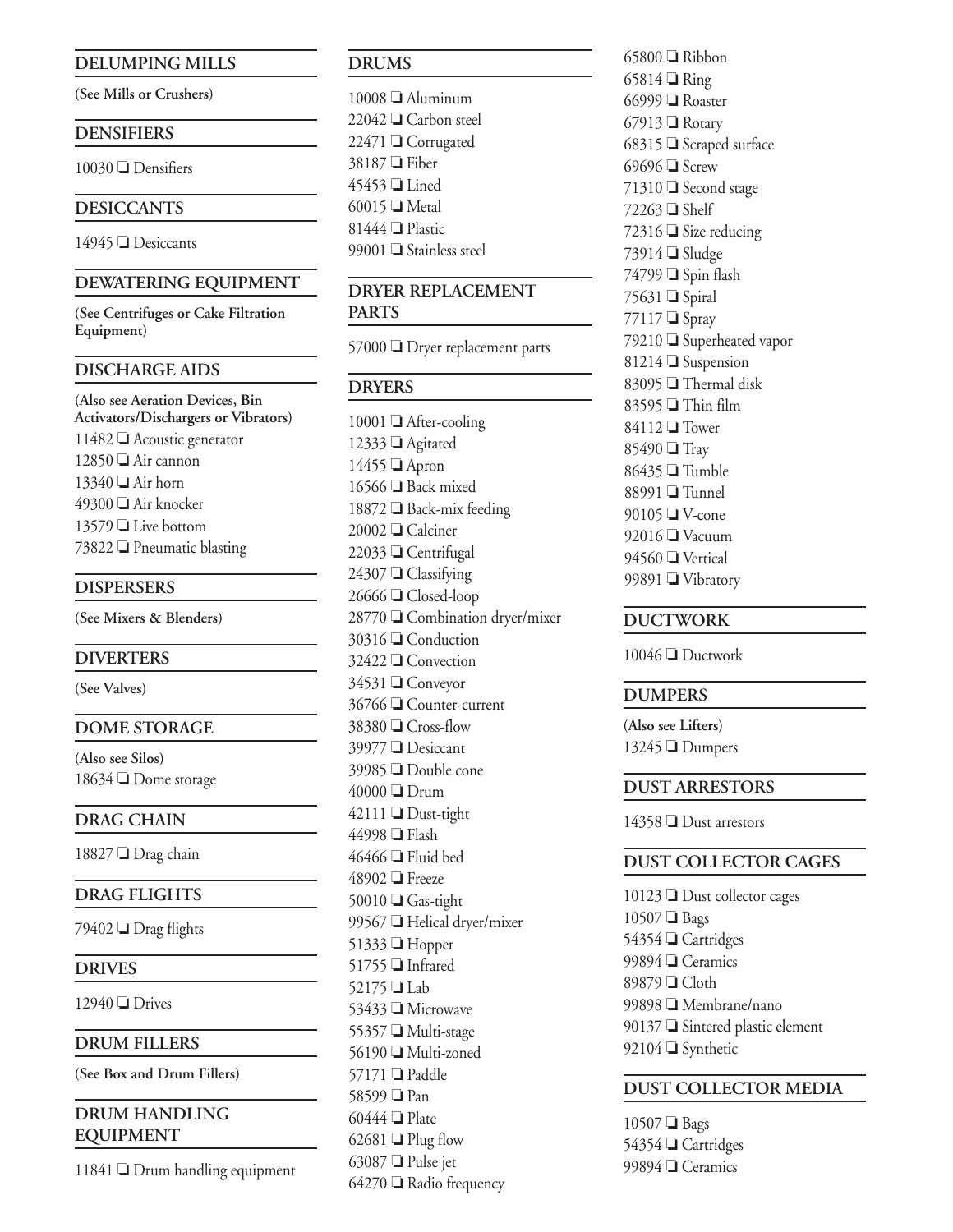## DELUMPING MILLS

**(See Mills or Crushers)**

## DENSIFIERS

10030 ❑ Densifiers

## DESICCANTS

14945 ❑ Desiccants

## DEWATERING EQUIPMENT

**(See Centrifuges or Cake Filtration Equipment)**

## DISCHARGE AIDS

**(Also see Aeration Devices, Bin Activators/Dischargers or Vibrators)**

11482 ❑ Acoustic generator
12850 ❑ Air cannon
13340 ❑ Air horn
49300 ❑ Air knocker
13579 ❑ Live bottom
73822 ❑ Pneumatic blasting

## DISPERSERS

**(See Mixers & Blenders)**

## DIVERTERS

**(See Valves)**

## DOME STORAGE

**(Also see Silos)**

18634 ❑ Dome storage

## DRAG CHAIN

18827 ❑ Drag chain

## DRAG FLIGHTS

79402 ❑ Drag flights

## DRIVES

12940 ❑ Drives

## DRUM FILLERS

**(See Box and Drum Fillers)**

## DRUM HANDLING EQUIPMENT

11841 ❑ Drum handling equipment

## DRUMS

10008 ❑ Aluminum
22042 ❑ Carbon steel
22471 ❑ Corrugated
38187 ❑ Fiber
45453 ❑ Lined
60015 ❑ Metal
81444 ❑ Plastic
99001 ❑ Stainless steel

## DRYER REPLACEMENT PARTS

57000 ❑ Dryer replacement parts

## DRYERS

10001 ❑ After-cooling
12333 ❑ Agitated
14455 ❑ Apron
16566 ❑ Back mixed
18872 ❑ Back-mix feeding
20002 ❑ Calciner
22033 ❑ Centrifugal
24307 ❑ Classifying
26666 ❑ Closed-loop
28770 ❑ Combination dryer/mixer
30316 ❑ Conduction
32422 ❑ Convection
34531 ❑ Conveyor
36766 ❑ Counter-current
38380 ❑ Cross-flow
39977 ❑ Desiccant
39985 ❑ Double cone
40000 ❑ Drum
42111 ❑ Dust-tight
44998 ❑ Flash
46466 ❑ Fluid bed
48902 ❑ Freeze
50010 ❑ Gas-tight
99567 ❑ Helical dryer/mixer
51333 ❑ Hopper
51755 ❑ Infrared
52175 ❑ Lab
53433 ❑ Microwave
55357 ❑ Multi-stage
56190 ❑ Multi-zoned
57171 ❑ Paddle
58599 ❑ Pan
60444 ❑ Plate
62681 ❑ Plug flow
63087 ❑ Pulse jet
64270 ❑ Radio frequency
65800 ❑ Ribbon
65814 ❑ Ring
66999 ❑ Roaster
67913 ❑ Rotary
68315 ❑ Scraped surface
69696 ❑ Screw
71310 ❑ Second stage
72263 ❑ Shelf
72316 ❑ Size reducing
73914 ❑ Sludge
74799 ❑ Spin flash
75631 ❑ Spiral
77117 ❑ Spray
79210 ❑ Superheated vapor
81214 ❑ Suspension
83095 ❑ Thermal disk
83595 ❑ Thin film
84112 ❑ Tower
85490 ❑ Tray
86435 ❑ Tumble
88991 ❑ Tunnel
90105 ❑ V-cone
92016 ❑ Vacuum
94560 ❑ Vertical
99891 ❑ Vibratory

## DUCTWORK

10046 ❑ Ductwork

## DUMPERS

**(Also see Lifters)**

13245 ❑ Dumpers

## DUST ARRESTORS

14358 ❑ Dust arrestors

## DUST COLLECTOR CAGES

10123 ❑ Dust collector cages
10507 ❑ Bags
54354 ❑ Cartridges
99894 ❑ Ceramics
89879 ❑ Cloth
99898 ❑ Membrane/nano
90137 ❑ Sintered plastic element
92104 ❑ Synthetic

## DUST COLLECTOR MEDIA

10507 ❑ Bags
54354 ❑ Cartridges
99894 ❑ Ceramics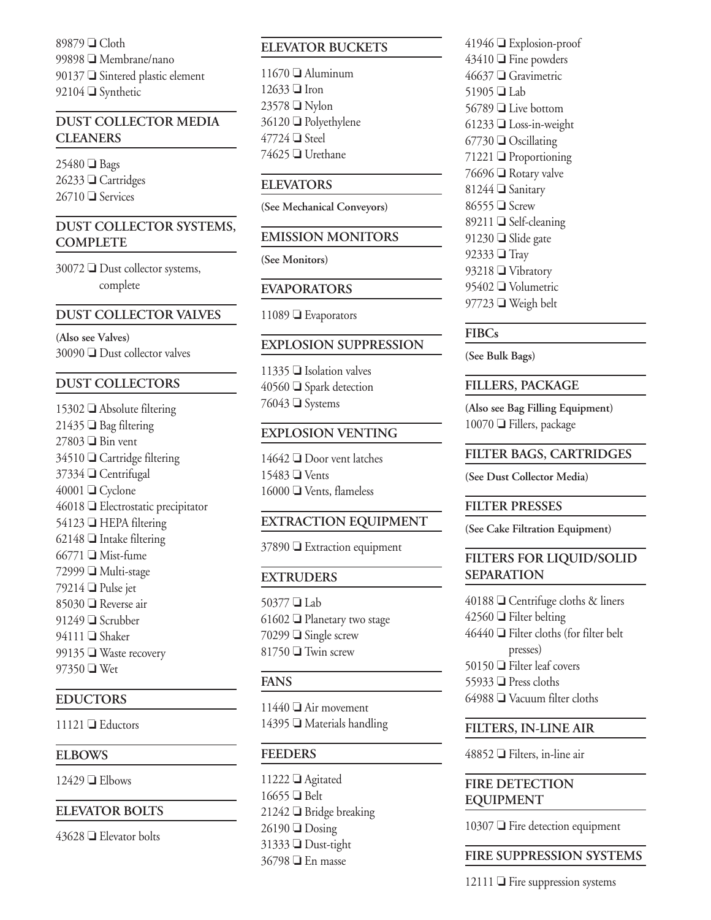- 89879 ❑ Cloth
- 99898 ❑ Membrane/nano
- 90137 ❑ Sintered plastic element
- 92104 ❑ Synthetic

## DUST COLLECTOR MEDIA CLEANERS

- 25480 ❑ Bags
- 26233 ❑ Cartridges
- 26710 ❑ Services

## DUST COLLECTOR SYSTEMS, COMPLETE

- 30072 ❑ Dust collector systems, complete

## DUST COLLECTOR VALVES

**(Also see Valves)**

- 30090 ❑ Dust collector valves

## DUST COLLECTORS

- 15302 ❑ Absolute filtering
- 21435 ❑ Bag filtering
- 27803 ❑ Bin vent
- 34510 ❑ Cartridge filtering
- 37334 ❑ Centrifugal
- 40001 ❑ Cyclone
- 46018 ❑ Electrostatic precipitator
- 54123 ❑ HEPA filtering
- 62148 ❑ Intake filtering
- 66771 ❑ Mist-fume
- 72999 ❑ Multi-stage
- 79214 ❑ Pulse jet
- 85030 ❑ Reverse air
- 91249 ❑ Scrubber
- 94111 ❑ Shaker
- 99135 ❑ Waste recovery
- 97350 ❑ Wet

## EDUCTORS

- 11121 ❑ Eductors

## ELBOWS

- 12429 ❑ Elbows

## ELEVATOR BOLTS

- 43628 ❑ Elevator bolts

## ELEVATOR BUCKETS

- 11670 ❑ Aluminum
- 12633 ❑ Iron
- 23578 ❑ Nylon
- 36120 ❑ Polyethylene
- 47724 ❑ Steel
- 74625 ❑ Urethane

## ELEVATORS

**(See Mechanical Conveyors)**

## EMISSION MONITORS

**(See Monitors)**

## EVAPORATORS

- 11089 ❑ Evaporators

## EXPLOSION SUPPRESSION

- 11335 ❑ Isolation valves
- 40560 ❑ Spark detection
- 76043 ❑ Systems

## EXPLOSION VENTING

- 14642 ❑ Door vent latches
- 15483 ❑ Vents
- 16000 ❑ Vents, flameless

## EXTRACTION EQUIPMENT

- 37890 ❑ Extraction equipment

## EXTRUDERS

- 50377 ❑ Lab
- 61602 ❑ Planetary two stage
- 70299 ❑ Single screw
- 81750 ❑ Twin screw

## FANS

- 11440 ❑ Air movement
- 14395 ❑ Materials handling

## FEEDERS

- 11222 ❑ Agitated
- 16655 ❑ Belt
- 21242 ❑ Bridge breaking
- 26190 ❑ Dosing
- 31333 ❑ Dust-tight
- 36798 ❑ En masse
- 41946 ❑ Explosion-proof
- 43410 ❑ Fine powders
- 46637 ❑ Gravimetric
- 51905 ❑ Lab
- 56789 ❑ Live bottom
- 61233 ❑ Loss-in-weight
- 67730 ❑ Oscillating
- 71221 ❑ Proportioning
- 76696 ❑ Rotary valve
- 81244 ❑ Sanitary
- 86555 ❑ Screw
- 89211 ❑ Self-cleaning
- 91230 ❑ Slide gate
- 92333 ❑ Tray
- 93218 ❑ Vibratory
- 95402 ❑ Volumetric
- 97723 ❑ Weigh belt

## FIBCs

**(See Bulk Bags)**

## FILLERS, PACKAGE

**(Also see Bag Filling Equipment)**

- 10070 ❑ Fillers, package

## FILTER BAGS, CARTRIDGES

**(See Dust Collector Media)**

## FILTER PRESSES

**(See Cake Filtration Equipment)**

## FILTERS FOR LIQUID/SOLID SEPARATION

- 40188 ❑ Centrifuge cloths & liners
- 42560 ❑ Filter belting
- 46440 ❑ Filter cloths (for filter belt presses)
- 50150 ❑ Filter leaf covers
- 55933 ❑ Press cloths
- 64988 ❑ Vacuum filter cloths

## FILTERS, IN-LINE AIR

- 48852 ❑ Filters, in-line air

## FIRE DETECTION EQUIPMENT

- 10307 ❑ Fire detection equipment

## FIRE SUPPRESSION SYSTEMS

- 12111 ❑ Fire suppression systems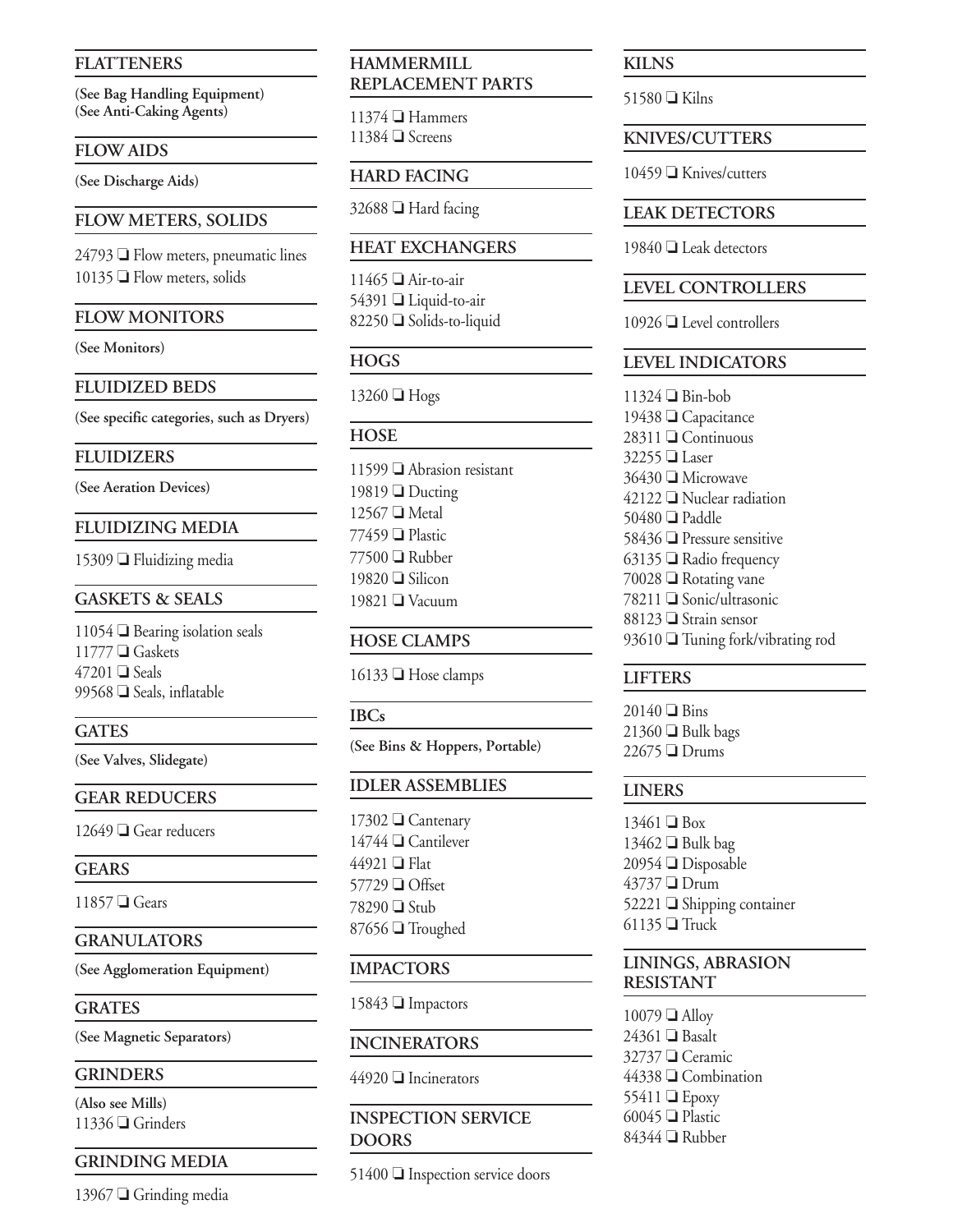## FLATTENERS

**(See Bag Handling Equipment)**
**(See Anti-Caking Agents)**

## FLOW AIDS

**(See Discharge Aids)**

## FLOW METERS, SOLIDS

24793 ❑ Flow meters, pneumatic lines
10135 ❑ Flow meters, solids

## FLOW MONITORS

**(See Monitors)**

## FLUIDIZED BEDS

**(See specific categories, such as Dryers)**

## FLUIDIZERS

**(See Aeration Devices)**

## FLUIDIZING MEDIA

15309 ❑ Fluidizing media

## GASKETS & SEALS

11054 ❑ Bearing isolation seals
11777 ❑ Gaskets
47201 ❑ Seals
99568 ❑ Seals, inflatable

## GATES

**(See Valves, Slidegate)**

## GEAR REDUCERS

12649 ❑ Gear reducers

## GEARS

11857 ❑ Gears

## GRANULATORS

**(See Agglomeration Equipment)**

## GRATES

**(See Magnetic Separators)**

## GRINDERS

**(Also see Mills)**
11336 ❑ Grinders

## GRINDING MEDIA

13967 ❑ Grinding media

## HAMMERMILL REPLACEMENT PARTS

11374 ❑ Hammers
11384 ❑ Screens

## HARD FACING

32688 ❑ Hard facing

## HEAT EXCHANGERS

11465 ❑ Air-to-air
54391 ❑ Liquid-to-air
82250 ❑ Solids-to-liquid

## HOGS

13260 ❑ Hogs

## HOSE

11599 ❑ Abrasion resistant
19819 ❑ Ducting
12567 ❑ Metal
77459 ❑ Plastic
77500 ❑ Rubber
19820 ❑ Silicon
19821 ❑ Vacuum

## HOSE CLAMPS

16133 ❑ Hose clamps

## IBCs

**(See Bins & Hoppers, Portable)**

## IDLER ASSEMBLIES

17302 ❑ Cantenary
14744 ❑ Cantilever
44921 ❑ Flat
57729 ❑ Offset
78290 ❑ Stub
87656 ❑ Troughed

## IMPACTORS

15843 ❑ Impactors

## INCINERATORS

44920 ❑ Incinerators

## INSPECTION SERVICE DOORS

51400 ❑ Inspection service doors

## KILNS

51580 ❑ Kilns

## KNIVES/CUTTERS

10459 ❑ Knives/cutters

## LEAK DETECTORS

19840 ❑ Leak detectors

## LEVEL CONTROLLERS

10926 ❑ Level controllers

## LEVEL INDICATORS

11324 ❑ Bin-bob
19438 ❑ Capacitance
28311 ❑ Continuous
32255 ❑ Laser
36430 ❑ Microwave
42122 ❑ Nuclear radiation
50480 ❑ Paddle
58436 ❑ Pressure sensitive
63135 ❑ Radio frequency
70028 ❑ Rotating vane
78211 ❑ Sonic/ultrasonic
88123 ❑ Strain sensor
93610 ❑ Tuning fork/vibrating rod

## LIFTERS

20140 ❑ Bins
21360 ❑ Bulk bags
22675 ❑ Drums

## LINERS

13461 ❑ Box
13462 ❑ Bulk bag
20954 ❑ Disposable
43737 ❑ Drum
52221 ❑ Shipping container
61135 ❑ Truck

## LININGS, ABRASION RESISTANT

10079 ❑ Alloy
24361 ❑ Basalt
32737 ❑ Ceramic
44338 ❑ Combination
55411 ❑ Epoxy
60045 ❑ Plastic
84344 ❑ Rubber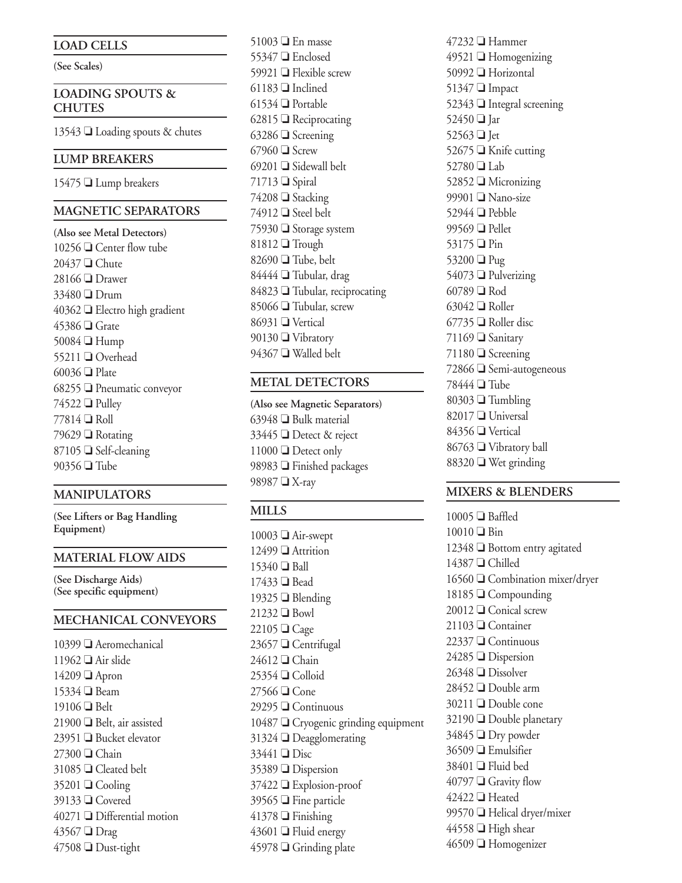## LOAD CELLS

**(See Scales)**

## LOADING SPOUTS & CHUTES

13543 ❑ Loading spouts & chutes

## LUMP BREAKERS

15475 ❑ Lump breakers

## MAGNETIC SEPARATORS

**(Also see Metal Detectors)**

10256 ❑ Center flow tube
20437 ❑ Chute
28166 ❑ Drawer
33480 ❑ Drum
40362 ❑ Electro high gradient
45386 ❑ Grate
50084 ❑ Hump
55211 ❑ Overhead
60036 ❑ Plate
68255 ❑ Pneumatic conveyor
74522 ❑ Pulley
77814 ❑ Roll
79629 ❑ Rotating
87105 ❑ Self-cleaning
90356 ❑ Tube

## MANIPULATORS

**(See Lifters or Bag Handling Equipment)**

## MATERIAL FLOW AIDS

**(See Discharge Aids)**
**(See specific equipment)**

## MECHANICAL CONVEYORS

10399 ❑ Aeromechanical
11962 ❑ Air slide
14209 ❑ Apron
15334 ❑ Beam
19106 ❑ Belt
21900 ❑ Belt, air assisted
23951 ❑ Bucket elevator
27300 ❑ Chain
31085 ❑ Cleated belt
35201 ❑ Cooling
39133 ❑ Covered
40271 ❑ Differential motion
43567 ❑ Drag
47508 ❑ Dust-tight
51003 ❑ En masse
55347 ❑ Enclosed
59921 ❑ Flexible screw
61183 ❑ Inclined
61534 ❑ Portable
62815 ❑ Reciprocating
63286 ❑ Screening
67960 ❑ Screw
69201 ❑ Sidewall belt
71713 ❑ Spiral
74208 ❑ Stacking
74912 ❑ Steel belt
75930 ❑ Storage system
81812 ❑ Trough
82690 ❑ Tube, belt
84444 ❑ Tubular, drag
84823 ❑ Tubular, reciprocating
85066 ❑ Tubular, screw
86931 ❑ Vertical
90130 ❑ Vibratory
94367 ❑ Walled belt

## METAL DETECTORS

**(Also see Magnetic Separators)**

63948 ❑ Bulk material
33445 ❑ Detect & reject
11000 ❑ Detect only
98983 ❑ Finished packages
98987 ❑ X-ray

## MILLS

10003 ❑ Air-swept
12499 ❑ Attrition
15340 ❑ Ball
17433 ❑ Bead
19325 ❑ Blending
21232 ❑ Bowl
22105 ❑ Cage
23657 ❑ Centrifugal
24612 ❑ Chain
25354 ❑ Colloid
27566 ❑ Cone
29295 ❑ Continuous
10487 ❑ Cryogenic grinding equipment
31324 ❑ Deagglomerating
33441 ❑ Disc
35389 ❑ Dispersion
37422 ❑ Explosion-proof
39565 ❑ Fine particle
41378 ❑ Finishing
43601 ❑ Fluid energy
45978 ❑ Grinding plate
47232 ❑ Hammer
49521 ❑ Homogenizing
50992 ❑ Horizontal
51347 ❑ Impact
52343 ❑ Integral screening
52450 ❑ Jar
52563 ❑ Jet
52675 ❑ Knife cutting
52780 ❑ Lab
52852 ❑ Micronizing
99901 ❑ Nano-size
52944 ❑ Pebble
99569 ❑ Pellet
53175 ❑ Pin
53200 ❑ Pug
54073 ❑ Pulverizing
60789 ❑ Rod
63042 ❑ Roller
67735 ❑ Roller disc
71169 ❑ Sanitary
71180 ❑ Screening
72866 ❑ Semi-autogeneous
78444 ❑ Tube
80303 ❑ Tumbling
82017 ❑ Universal
84356 ❑ Vertical
86763 ❑ Vibratory ball
88320 ❑ Wet grinding

## MIXERS & BLENDERS

10005 ❑ Baffled
10010 ❑ Bin
12348 ❑ Bottom entry agitated
14387 ❑ Chilled
16560 ❑ Combination mixer/dryer
18185 ❑ Compounding
20012 ❑ Conical screw
21103 ❑ Container
22337 ❑ Continuous
24285 ❑ Dispersion
26348 ❑ Dissolver
28452 ❑ Double arm
30211 ❑ Double cone
32190 ❑ Double planetary
34845 ❑ Dry powder
36509 ❑ Emulsifier
38401 ❑ Fluid bed
40797 ❑ Gravity flow
42422 ❑ Heated
99570 ❑ Helical dryer/mixer
44558 ❑ High shear
46509 ❑ Homogenizer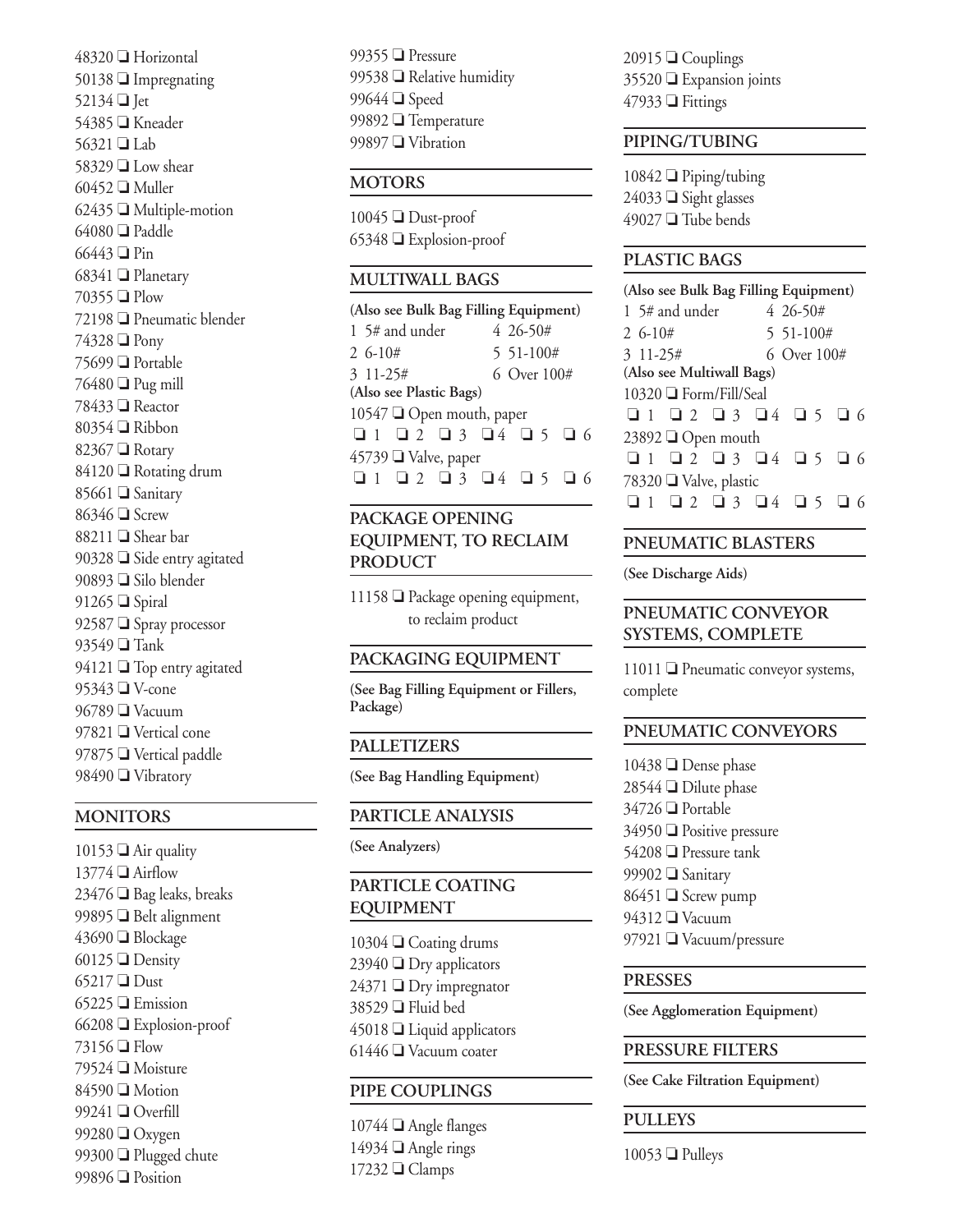48320 ❑ Horizontal
50138 ❑ Impregnating
52134 ❑ Jet
54385 ❑ Kneader
56321 ❑ Lab
58329 ❑ Low shear
60452 ❑ Muller
62435 ❑ Multiple-motion
64080 ❑ Paddle
66443 ❑ Pin
68341 ❑ Planetary
70355 ❑ Plow
72198 ❑ Pneumatic blender
74328 ❑ Pony
75699 ❑ Portable
76480 ❑ Pug mill
78433 ❑ Reactor
80354 ❑ Ribbon
82367 ❑ Rotary
84120 ❑ Rotating drum
85661 ❑ Sanitary
86346 ❑ Screw
88211 ❑ Shear bar
90328 ❑ Side entry agitated
90893 ❑ Silo blender
91265 ❑ Spiral
92587 ❑ Spray processor
93549 ❑ Tank
94121 ❑ Top entry agitated
95343 ❑ V-cone
96789 ❑ Vacuum
97821 ❑ Vertical cone
97875 ❑ Vertical paddle
98490 ❑ Vibratory

## MONITORS

10153 ❑ Air quality
13774 ❑ Airflow
23476 ❑ Bag leaks, breaks
99895 ❑ Belt alignment
43690 ❑ Blockage
60125 ❑ Density
65217 ❑ Dust
65225 ❑ Emission
66208 ❑ Explosion-proof
73156 ❑ Flow
79524 ❑ Moisture
84590 ❑ Motion
99241 ❑ Overfill
99280 ❑ Oxygen
99300 ❑ Plugged chute
99896 ❑ Position
99355 ❑ Pressure
99538 ❑ Relative humidity
99644 ❑ Speed
99892 ❑ Temperature
99897 ❑ Vibration

## MOTORS

10045 ❑ Dust-proof
65348 ❑ Explosion-proof

## MULTIWALL BAGS

**(Also see Bulk Bag Filling Equipment)**

| | |
|---|---|
| 1 5# and under | 4 26-50# |
| 2 6-10# | 5 51-100# |
| 3 11-25# | 6 Over 100# |

**(Also see Plastic Bags)**

10547 ❑ Open mouth, paper
❑ 1 ❑ 2 ❑ 3 ❑ 4 ❑ 5 ❑ 6

45739 ❑ Valve, paper
❑ 1 ❑ 2 ❑ 3 ❑ 4 ❑ 5 ❑ 6

## PACKAGE OPENING EQUIPMENT, TO RECLAIM PRODUCT

11158 ❑ Package opening equipment, to reclaim product

## PACKAGING EQUIPMENT

**(See Bag Filling Equipment or Fillers, Package)**

## PALLETIZERS

**(See Bag Handling Equipment)**

## PARTICLE ANALYSIS

**(See Analyzers)**

## PARTICLE COATING EQUIPMENT

10304 ❑ Coating drums
23940 ❑ Dry applicators
24371 ❑ Dry impregnator
38529 ❑ Fluid bed
45018 ❑ Liquid applicators
61446 ❑ Vacuum coater

## PIPE COUPLINGS

10744 ❑ Angle flanges
14934 ❑ Angle rings
17232 ❑ Clamps
20915 ❑ Couplings
35520 ❑ Expansion joints
47933 ❑ Fittings

## PIPING/TUBING

10842 ❑ Piping/tubing
24033 ❑ Sight glasses
49027 ❑ Tube bends

## PLASTIC BAGS

**(Also see Bulk Bag Filling Equipment)**

| | |
|---|---|
| 1 5# and under | 4 26-50# |
| 2 6-10# | 5 51-100# |
| 3 11-25# | 6 Over 100# |

**(Also see Multiwall Bags)**

10320 ❑ Form/Fill/Seal
❑ 1 ❑ 2 ❑ 3 ❑ 4 ❑ 5 ❑ 6

23892 ❑ Open mouth
❑ 1 ❑ 2 ❑ 3 ❑ 4 ❑ 5 ❑ 6

78320 ❑ Valve, plastic
❑ 1 ❑ 2 ❑ 3 ❑ 4 ❑ 5 ❑ 6

## PNEUMATIC BLASTERS

**(See Discharge Aids)**

## PNEUMATIC CONVEYOR SYSTEMS, COMPLETE

11011 ❑ Pneumatic conveyor systems, complete

## PNEUMATIC CONVEYORS

10438 ❑ Dense phase
28544 ❑ Dilute phase
34726 ❑ Portable
34950 ❑ Positive pressure
54208 ❑ Pressure tank
99902 ❑ Sanitary
86451 ❑ Screw pump
94312 ❑ Vacuum
97921 ❑ Vacuum/pressure

## PRESSES

**(See Agglomeration Equipment)**

## PRESSURE FILTERS

**(See Cake Filtration Equipment)**

## PULLEYS

10053 ❑ Pulleys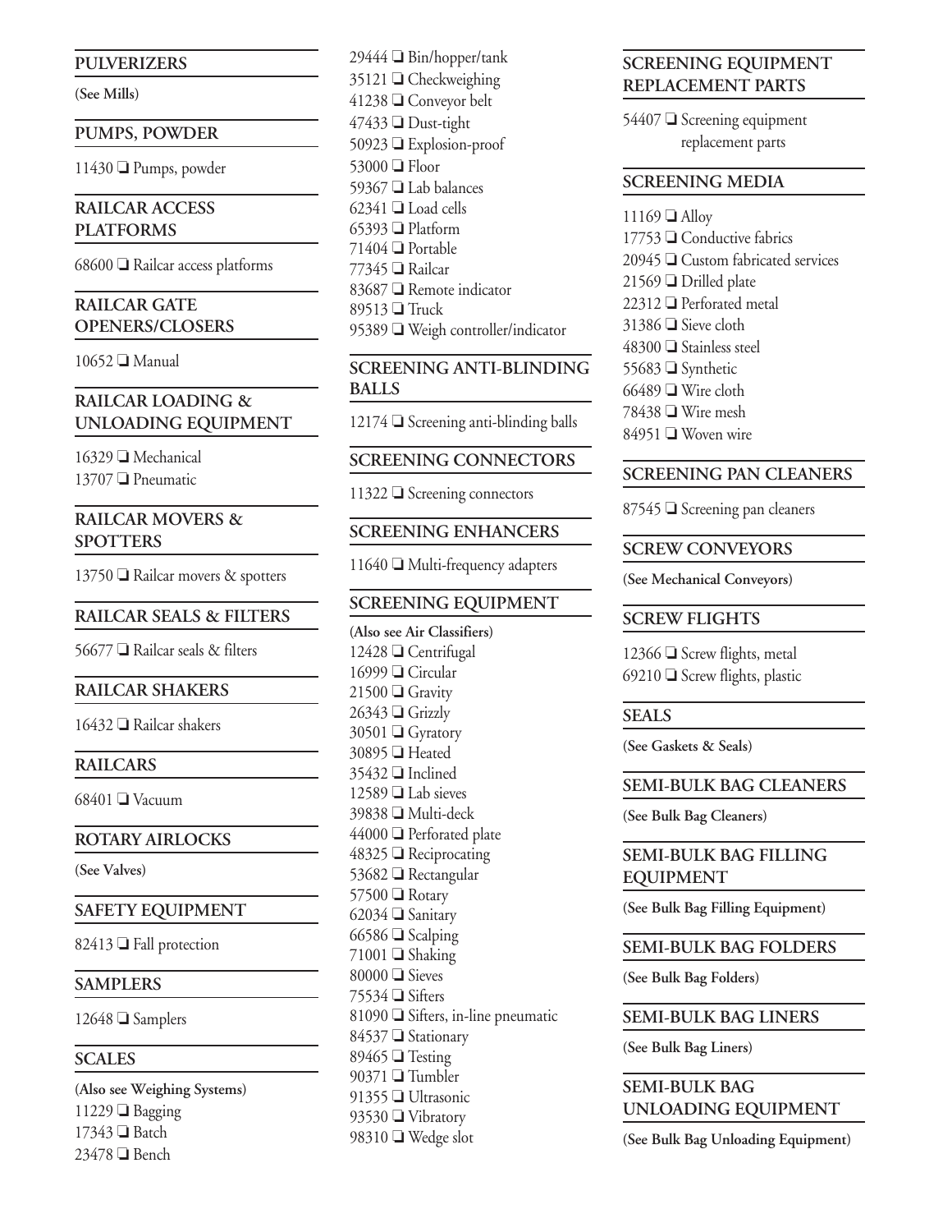## PULVERIZERS

**(See Mills)**

## PUMPS, POWDER

11430 ❑ Pumps, powder

## RAILCAR ACCESS PLATFORMS

68600 ❑ Railcar access platforms

## RAILCAR GATE OPENERS/CLOSERS

10652 ❑ Manual

## RAILCAR LOADING & UNLOADING EQUIPMENT

16329 ❑ Mechanical
13707 ❑ Pneumatic

## RAILCAR MOVERS & SPOTTERS

13750 ❑ Railcar movers & spotters

## RAILCAR SEALS & FILTERS

56677 ❑ Railcar seals & filters

## RAILCAR SHAKERS

16432 ❑ Railcar shakers

## RAILCARS

68401 ❑ Vacuum

## ROTARY AIRLOCKS

**(See Valves)**

## SAFETY EQUIPMENT

82413 ❑ Fall protection

## SAMPLERS

12648 ❑ Samplers

## SCALES

**(Also see Weighing Systems)**
11229 ❑ Bagging
17343 ❑ Batch
23478 ❑ Bench
29444 ❑ Bin/hopper/tank
35121 ❑ Checkweighing
41238 ❑ Conveyor belt
47433 ❑ Dust-tight
50923 ❑ Explosion-proof
53000 ❑ Floor
59367 ❑ Lab balances
62341 ❑ Load cells
65393 ❑ Platform
71404 ❑ Portable
77345 ❑ Railcar
83687 ❑ Remote indicator
89513 ❑ Truck
95389 ❑ Weigh controller/indicator

## SCREENING ANTI-BLINDING BALLS

12174 ❑ Screening anti-blinding balls

## SCREENING CONNECTORS

11322 ❑ Screening connectors

## SCREENING ENHANCERS

11640 ❑ Multi-frequency adapters

## SCREENING EQUIPMENT

**(Also see Air Classifiers)**
12428 ❑ Centrifugal
16999 ❑ Circular
21500 ❑ Gravity
26343 ❑ Grizzly
30501 ❑ Gyratory
30895 ❑ Heated
35432 ❑ Inclined
12589 ❑ Lab sieves
39838 ❑ Multi-deck
44000 ❑ Perforated plate
48325 ❑ Reciprocating
53682 ❑ Rectangular
57500 ❑ Rotary
62034 ❑ Sanitary
66586 ❑ Scalping
71001 ❑ Shaking
80000 ❑ Sieves
75534 ❑ Sifters
81090 ❑ Sifters, in-line pneumatic
84537 ❑ Stationary
89465 ❑ Testing
90371 ❑ Tumbler
91355 ❑ Ultrasonic
93530 ❑ Vibratory
98310 ❑ Wedge slot

## SCREENING EQUIPMENT REPLACEMENT PARTS

54407 ❑ Screening equipment replacement parts

## SCREENING MEDIA

11169 ❑ Alloy
17753 ❑ Conductive fabrics
20945 ❑ Custom fabricated services
21569 ❑ Drilled plate
22312 ❑ Perforated metal
31386 ❑ Sieve cloth
48300 ❑ Stainless steel
55683 ❑ Synthetic
66489 ❑ Wire cloth
78438 ❑ Wire mesh
84951 ❑ Woven wire

## SCREENING PAN CLEANERS

87545 ❑ Screening pan cleaners

## SCREW CONVEYORS

**(See Mechanical Conveyors)**

## SCREW FLIGHTS

12366 ❑ Screw flights, metal
69210 ❑ Screw flights, plastic

## SEALS

**(See Gaskets & Seals)**

## SEMI-BULK BAG CLEANERS

**(See Bulk Bag Cleaners)**

## SEMI-BULK BAG FILLING EQUIPMENT

**(See Bulk Bag Filling Equipment)**

## SEMI-BULK BAG FOLDERS

**(See Bulk Bag Folders)**

## SEMI-BULK BAG LINERS

**(See Bulk Bag Liners)**

## SEMI-BULK BAG UNLOADING EQUIPMENT

**(See Bulk Bag Unloading Equipment)**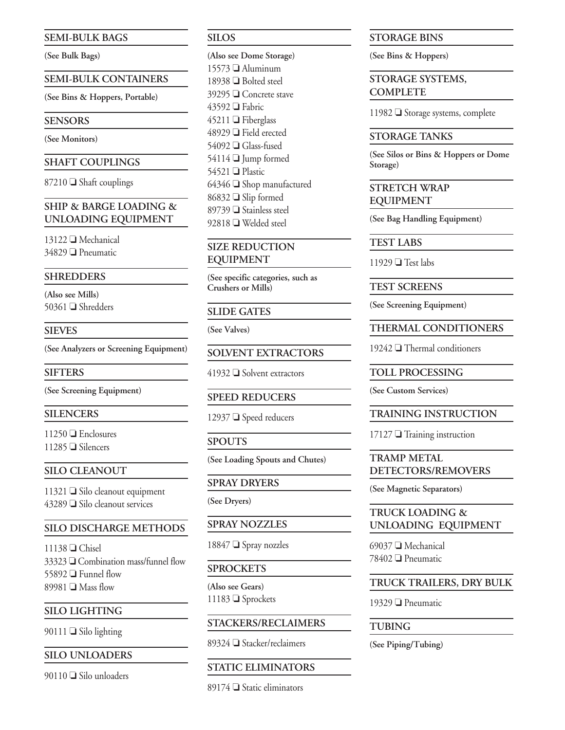## SEMI-BULK BAGS

**(See Bulk Bags)**

## SEMI-BULK CONTAINERS

**(See Bins & Hoppers, Portable)**

## SENSORS

**(See Monitors)**

## SHAFT COUPLINGS

87210 ❑ Shaft couplings

## SHIP & BARGE LOADING & UNLOADING EQUIPMENT

13122 ❑ Mechanical
34829 ❑ Pneumatic

## SHREDDERS

**(Also see Mills)**
50361 ❑ Shredders

## SIEVES

**(See Analyzers or Screening Equipment)**

## SIFTERS

**(See Screening Equipment)**

## SILENCERS

11250 ❑ Enclosures
11285 ❑ Silencers

## SILO CLEANOUT

11321 ❑ Silo cleanout equipment
43289 ❑ Silo cleanout services

## SILO DISCHARGE METHODS

11138 ❑ Chisel
33323 ❑ Combination mass/funnel flow
55892 ❑ Funnel flow
89981 ❑ Mass flow

## SILO LIGHTING

90111 ❑ Silo lighting

## SILO UNLOADERS

90110 ❑ Silo unloaders

## SILOS

**(Also see Dome Storage)**
15573 ❑ Aluminum
18938 ❑ Bolted steel
39295 ❑ Concrete stave
43592 ❑ Fabric
45211 ❑ Fiberglass
48929 ❑ Field erected
54092 ❑ Glass-fused
54114 ❑ Jump formed
54521 ❑ Plastic
64346 ❑ Shop manufactured
86832 ❑ Slip formed
89739 ❑ Stainless steel
92818 ❑ Welded steel

## SIZE REDUCTION EQUIPMENT

**(See specific categories, such as Crushers or Mills)**

## SLIDE GATES

**(See Valves)**

## SOLVENT EXTRACTORS

41932 ❑ Solvent extractors

## SPEED REDUCERS

12937 ❑ Speed reducers

## SPOUTS

**(See Loading Spouts and Chutes)**

## SPRAY DRYERS

**(See Dryers)**

## SPRAY NOZZLES

18847 ❑ Spray nozzles

## SPROCKETS

**(Also see Gears)**
11183 ❑ Sprockets

## STACKERS/RECLAIMERS

89324 ❑ Stacker/reclaimers

## STATIC ELIMINATORS

89174 ❑ Static eliminators

## STORAGE BINS

**(See Bins & Hoppers)**

## STORAGE SYSTEMS, COMPLETE

11982 ❑ Storage systems, complete

## STORAGE TANKS

**(See Silos or Bins & Hoppers or Dome Storage)**

## STRETCH WRAP EQUIPMENT

**(See Bag Handling Equipment)**

## TEST LABS

11929 ❑ Test labs

## TEST SCREENS

**(See Screening Equipment)**

## THERMAL CONDITIONERS

19242 ❑ Thermal conditioners

## TOLL PROCESSING

**(See Custom Services)**

## TRAINING INSTRUCTION

17127 ❑ Training instruction

## TRAMP METAL DETECTORS/REMOVERS

**(See Magnetic Separators)**

## TRUCK LOADING & UNLOADING EQUIPMENT

69037 ❑ Mechanical
78402 ❑ Pneumatic

## TRUCK TRAILERS, DRY BULK

19329 ❑ Pneumatic

## TUBING

**(See Piping/Tubing)**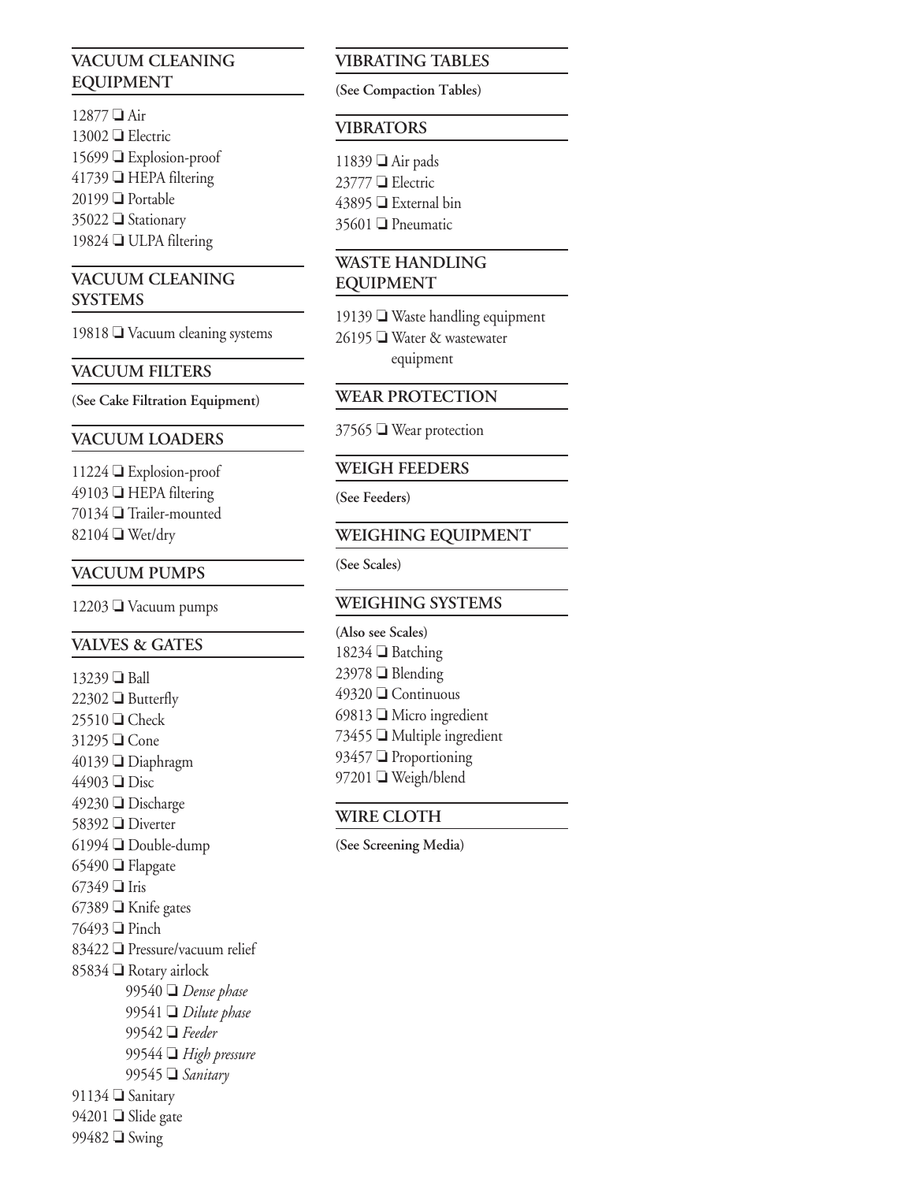## VACUUM CLEANING EQUIPMENT

12877 ❑ Air
13002 ❑ Electric
15699 ❑ Explosion-proof
41739 ❑ HEPA filtering
20199 ❑ Portable
35022 ❑ Stationary
19824 ❑ ULPA filtering

## VACUUM CLEANING SYSTEMS

19818 ❑ Vacuum cleaning systems

## VACUUM FILTERS

**(See Cake Filtration Equipment)**

## VACUUM LOADERS

11224 ❑ Explosion-proof
49103 ❑ HEPA filtering
70134 ❑ Trailer-mounted
82104 ❑ Wet/dry

## VACUUM PUMPS

12203 ❑ Vacuum pumps

## VALVES & GATES

13239 ❑ Ball
22302 ❑ Butterfly
25510 ❑ Check
31295 ❑ Cone
40139 ❑ Diaphragm
44903 ❑ Disc
49230 ❑ Discharge
58392 ❑ Diverter
61994 ❑ Double-dump
65490 ❑ Flapgate
67349 ❑ Iris
67389 ❑ Knife gates
76493 ❑ Pinch
83422 ❑ Pressure/vacuum relief
85834 ❑ Rotary airlock
- 99540 ❑ *Dense phase*
- 99541 ❑ *Dilute phase*
- 99542 ❑ *Feeder*
- 99544 ❑ *High pressure*
- 99545 ❑ *Sanitary*

91134 ❑ Sanitary
94201 ❑ Slide gate
99482 ❑ Swing

## VIBRATING TABLES

**(See Compaction Tables)**

## VIBRATORS

11839 ❑ Air pads
23777 ❑ Electric
43895 ❑ External bin
35601 ❑ Pneumatic

## WASTE HANDLING EQUIPMENT

19139 ❑ Waste handling equipment
26195 ❑ Water & wastewater equipment

## WEAR PROTECTION

37565 ❑ Wear protection

## WEIGH FEEDERS

**(See Feeders)**

## WEIGHING EQUIPMENT

**(See Scales)**

## WEIGHING SYSTEMS

**(Also see Scales)**
18234 ❑ Batching
23978 ❑ Blending
49320 ❑ Continuous
69813 ❑ Micro ingredient
73455 ❑ Multiple ingredient
93457 ❑ Proportioning
97201 ❑ Weigh/blend

## WIRE CLOTH

**(See Screening Media)**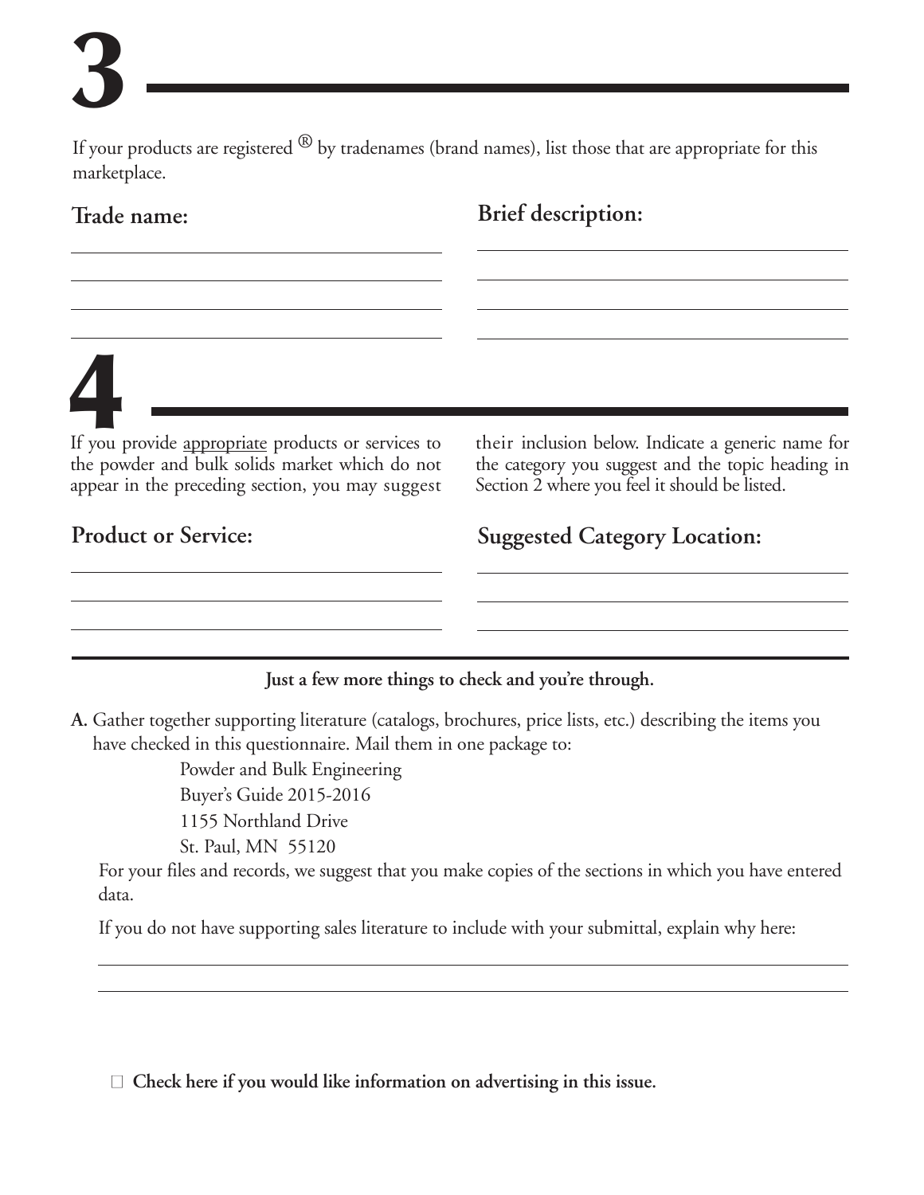# 3

If your products are registered ® by tradenames (brand names), list those that are appropriate for this marketplace.

| Trade name: | Brief description: |
|---|---|
| | |
| | |
| | |
| | |

# 4

If you provide appropriate products or services to the powder and bulk solids market which do not appear in the preceding section, you may suggest their inclusion below. Indicate a generic name for the category you suggest and the topic heading in Section 2 where you feel it should be listed.

| Product or Service: | Suggested Category Location: |
|---|---|
| | |
| | |
| | |

**Just a few more things to check and you're through.**

**A.** Gather together supporting literature (catalogs, brochures, price lists, etc.) describing the items you have checked in this questionnaire. Mail them in one package to:

Powder and Bulk Engineering
Buyer's Guide 2015-2016
1155 Northland Drive
St. Paul, MN 55120

For your files and records, we suggest that you make copies of the sections in which you have entered data.

If you do not have supporting sales literature to include with your submittal, explain why here:

☐ **Check here if you would like information on advertising in this issue.**